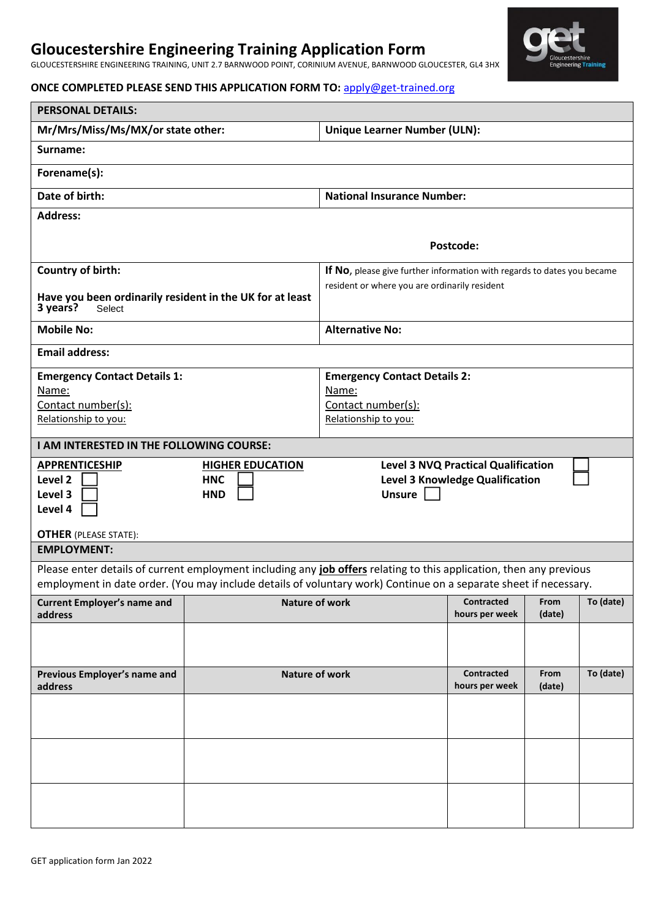# Gloucestershire Engineering Training Application Form

GLOUCESTERSHIRE ENGINEERING TRAINING, UNIT 2.7 BARNWOOD POINT, CORINIUM AVENUE, BARNWOOD GLOUCESTER, GL4 3HX

**ONCE COMPLETED PLEASE SEND THIS APPLICATION FORM TO:** apply@get-trained.org

| **PERSONAL DETAILS:** | |
|---|---|
| **Mr/Mrs/Miss/Ms/MX/or state other:** | **Unique Learner Number (ULN):** |
| **Surname:** | |
| **Forename(s):** | |
| **Date of birth:** | **National Insurance Number:** |
| **Address:** | **Postcode:** |
| **Country of birth:**<br><br>**Have you been ordinarily resident in the UK for at least 3 years?** Select | **If No**, please give further information with regards to dates you became resident or where you are ordinarily resident |
| **Mobile No:** | **Alternative No:** |
| **Email address:** | |
| **Emergency Contact Details 1:**<br>Name:<br>Contact number(s):<br>Relationship to you: | **Emergency Contact Details 2:**<br>Name:<br>Contact number(s):<br>Relationship to you: |

**I AM INTERESTED IN THE FOLLOWING COURSE:**

| **APPRENTICESHIP** | **HIGHER EDUCATION** | |
|---|---|---|
| **Level 2** ☐ | **HNC** ☐ | **Level 3 NVQ Practical Qualification** ☐ |
| **Level 3** ☐ | **HND** ☐ | **Level 3 Knowledge Qualification** ☐ |
| **Level 4** ☐ | | **Unsure** ☐ |

**OTHER** (PLEASE STATE):

**EMPLOYMENT:**

Please enter details of current employment including any **job offers** relating to this application, then any previous employment in date order. (You may include details of voluntary work) Continue on a separate sheet if necessary.

| Current Employer's name and address | Nature of work | Contracted hours per week | From (date) | To (date) |
|---|---|---|---|---|
| | | | | |

| Previous Employer's name and address | Nature of work | Contracted hours per week | From (date) | To (date) |
|---|---|---|---|---|
| | | | | |
| | | | | |
| | | | | |

GET application form Jan 2022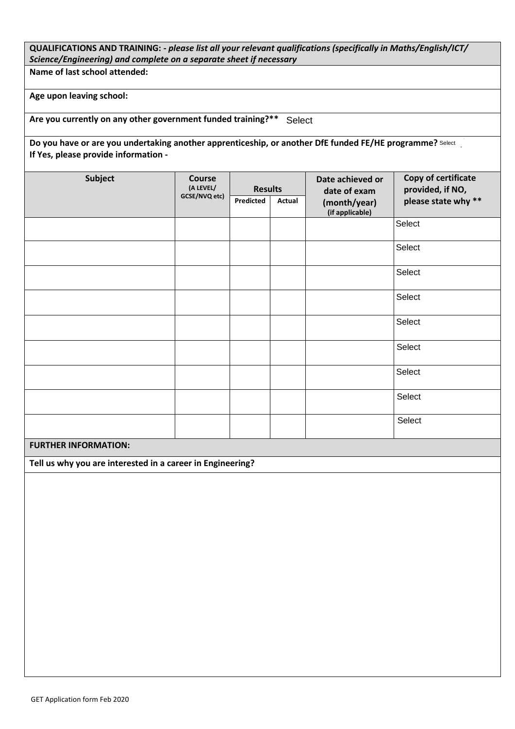**QUALIFICATIONS AND TRAINING: -** ***please list all your relevant qualifications (specifically in Maths/English/ICT/ Science/Engineering) and complete on a separate sheet if necessary***

**Name of last school attended:**

**Age upon leaving school:**

**Are you currently on any other government funded training?\*\*** Select

**Do you have or are you undertaking another apprenticeship, or another DfE funded FE/HE programme?** Select
**If Yes, please provide information -**

| Subject | Course (A LEVEL/ GCSE/NVQ etc) | Results | | Date achieved or date of exam (month/year) (if applicable) | Copy of certificate provided, if NO, please state why ** |
|---|---|---|---|---|---|
| | | Predicted | Actual | | |
| | | | | | Select |
| | | | | | Select |
| | | | | | Select |
| | | | | | Select |
| | | | | | Select |
| | | | | | Select |
| | | | | | Select |
| | | | | | Select |
| | | | | | Select |

**FURTHER INFORMATION:**

**Tell us why you are interested in a career in Engineering?**

GET Application form Feb 2020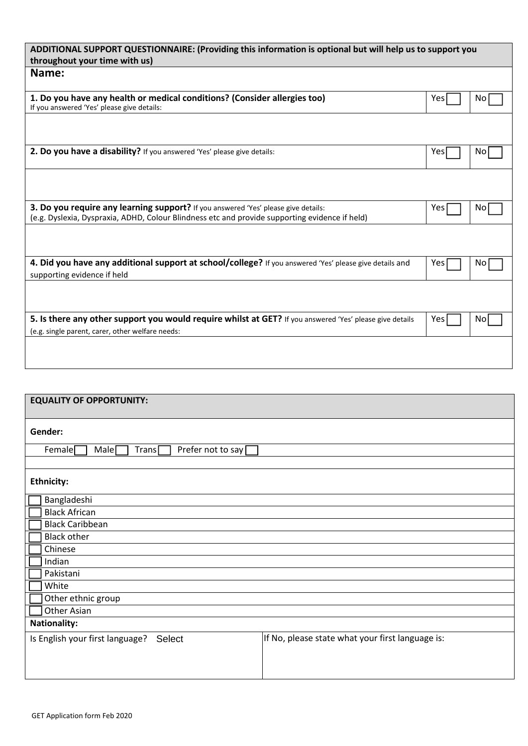## ADDITIONAL SUPPORT QUESTIONNAIRE: (Providing this information is optional but will help us to support you throughout your time with us)

**Name:**

| Question | Yes | No |
|---|---|---|
| **1. Do you have any health or medical conditions? (Consider allergies too)**<br>If you answered 'Yes' please give details: | Yes ☐ | No ☐ |
| | | |
| **2. Do you have a disability?** If you answered 'Yes' please give details: | Yes ☐ | No ☐ |
| | | |
| **3. Do you require any learning support?** If you answered 'Yes' please give details:<br>(e.g. Dyslexia, Dyspraxia, ADHD, Colour Blindness etc and provide supporting evidence if held) | Yes ☐ | No ☐ |
| | | |
| **4. Did you have any additional support at school/college?** If you answered 'Yes' please give details and supporting evidence if held | Yes ☐ | No ☐ |
| | | |
| **5. Is there any other support you would require whilst at GET?** If you answered 'Yes' please give details (e.g. single parent, carer, other welfare needs: | Yes ☐ | No ☐ |
| | | |

## EQUALITY OF OPPORTUNITY:

**Gender:**

Female ☐ Male ☐ Trans ☐ Prefer not to say ☐

**Ethnicity:**

- ☐ Bangladeshi
- ☐ Black African
- ☐ Black Caribbean
- ☐ Black other
- ☐ Chinese
- ☐ Indian
- ☐ Pakistani
- ☐ White
- ☐ Other ethnic group
- ☐ Other Asian

**Nationality:**

| Is English your first language? Select | If No, please state what your first language is: |
|---|---|
| | |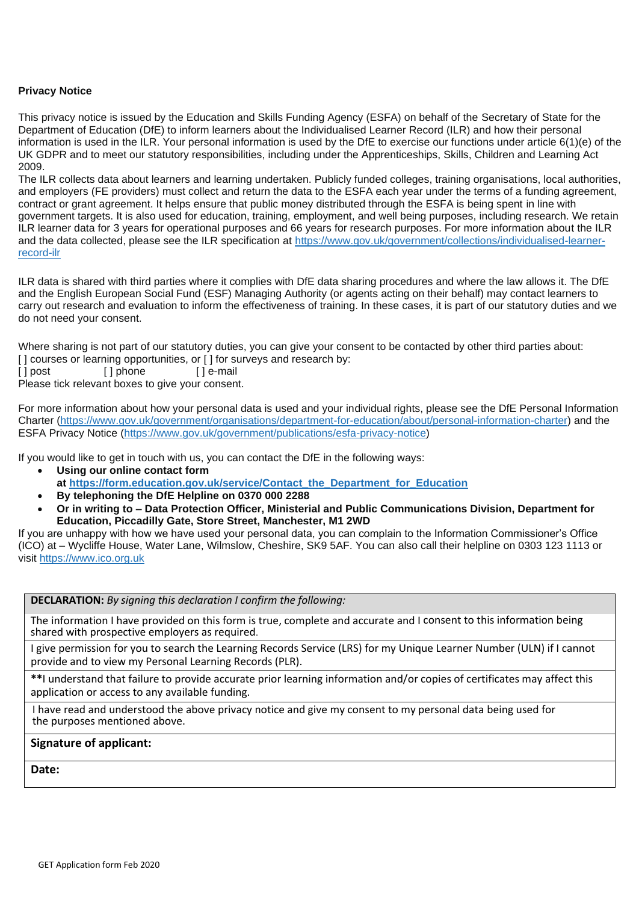**Privacy Notice**

This privacy notice is issued by the Education and Skills Funding Agency (ESFA) on behalf of the Secretary of State for the Department of Education (DfE) to inform learners about the Individualised Learner Record (ILR) and how their personal information is used in the ILR. Your personal information is used by the DfE to exercise our functions under article 6(1)(e) of the UK GDPR and to meet our statutory responsibilities, including under the Apprenticeships, Skills, Children and Learning Act 2009.

The ILR collects data about learners and learning undertaken. Publicly funded colleges, training organisations, local authorities, and employers (FE providers) must collect and return the data to the ESFA each year under the terms of a funding agreement, contract or grant agreement. It helps ensure that public money distributed through the ESFA is being spent in line with government targets. It is also used for education, training, employment, and well being purposes, including research. We retain ILR learner data for 3 years for operational purposes and 66 years for research purposes. For more information about the ILR and the data collected, please see the ILR specification at https://www.gov.uk/government/collections/individualised-learner-record-ilr

ILR data is shared with third parties where it complies with DfE data sharing procedures and where the law allows it. The DfE and the English European Social Fund (ESF) Managing Authority (or agents acting on their behalf) may contact learners to carry out research and evaluation to inform the effectiveness of training. In these cases, it is part of our statutory duties and we do not need your consent.

Where sharing is not part of our statutory duties, you can give your consent to be contacted by other third parties about:
[ ] courses or learning opportunities, or [ ] for surveys and research by:
[ ] post [ ] phone [ ] e-mail
Please tick relevant boxes to give your consent.

For more information about how your personal data is used and your individual rights, please see the DfE Personal Information Charter (https://www.gov.uk/government/organisations/department-for-education/about/personal-information-charter) and the ESFA Privacy Notice (https://www.gov.uk/government/publications/esfa-privacy-notice)

If you would like to get in touch with us, you can contact the DfE in the following ways:

- **Using our online contact form at https://form.education.gov.uk/service/Contact_the_Department_for_Education**
- **By telephoning the DfE Helpline on 0370 000 2288**
- **Or in writing to – Data Protection Officer, Ministerial and Public Communications Division, Department for Education, Piccadilly Gate, Store Street, Manchester, M1 2WD**

If you are unhappy with how we have used your personal data, you can complain to the Information Commissioner's Office (ICO) at – Wycliffe House, Water Lane, Wilmslow, Cheshire, SK9 5AF. You can also call their helpline on 0303 123 1113 or visit https://www.ico.org.uk

| **DECLARATION:** *By signing this declaration I confirm the following:* |
|---|
| The information I have provided on this form is true, complete and accurate and I consent to this information being shared with prospective employers as required. |
| I give permission for you to search the Learning Records Service (LRS) for my Unique Learner Number (ULN) if I cannot provide and to view my Personal Learning Records (PLR). |
| **\*\***I understand that failure to provide accurate prior learning information and/or copies of certificates may affect this application or access to any available funding. |
| I have read and understood the above privacy notice and give my consent to my personal data being used for the purposes mentioned above. |
| **Signature of applicant:** |
| **Date:** |

GET Application form Feb 2020